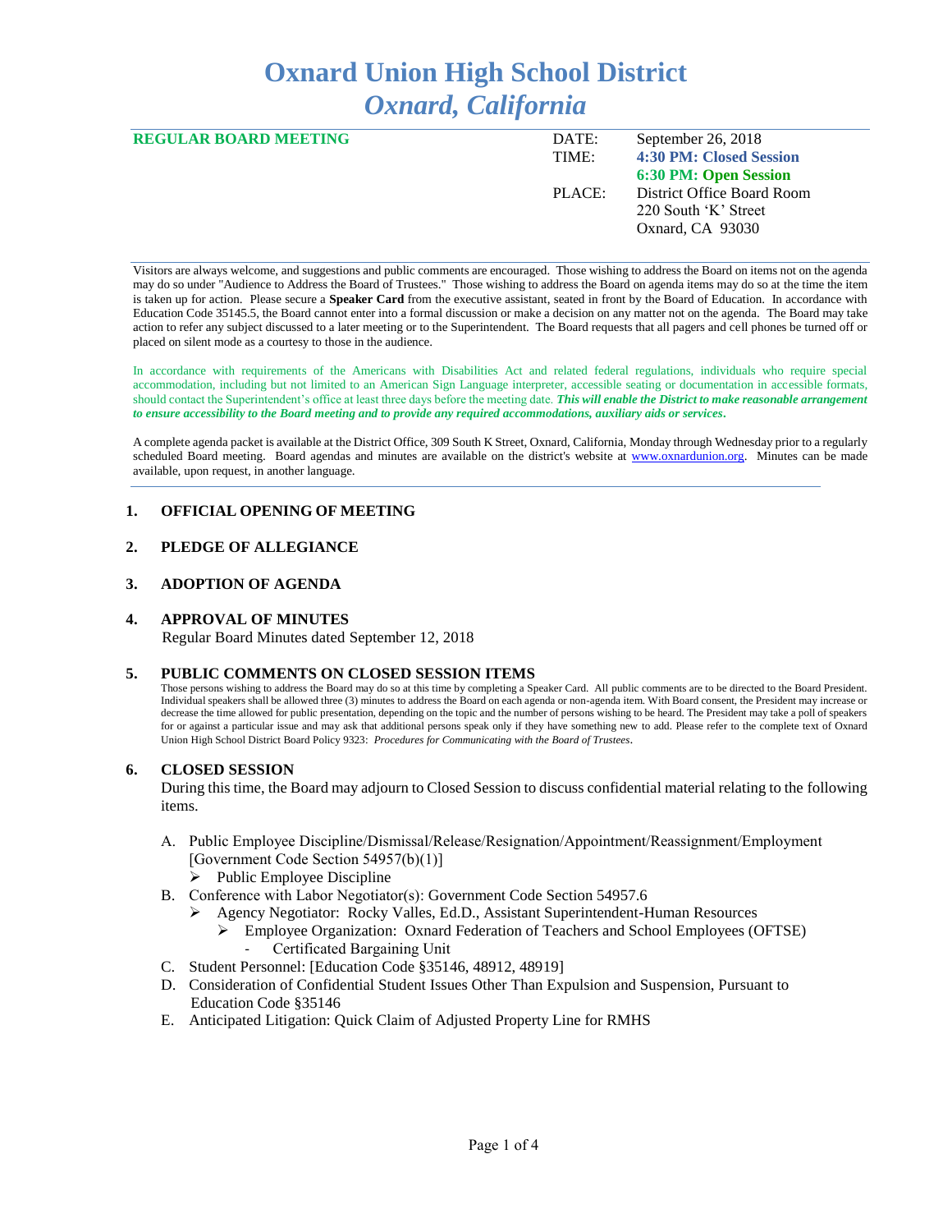# Oxnard Union High School District
## *Oxnard, California*

| **REGULAR BOARD MEETING** | DATE: | September 26, 2018 |
|---|---|---|
| | TIME: | **4:30 PM: Closed Session** |
| | | **6:30 PM: Open Session** |
| | PLACE: | District Office Board Room |
| | | 220 South 'K' Street |
| | | Oxnard, CA 93030 |

Visitors are always welcome, and suggestions and public comments are encouraged. Those wishing to address the Board on items not on the agenda may do so under "Audience to Address the Board of Trustees." Those wishing to address the Board on agenda items may do so at the time the item is taken up for action. Please secure a **Speaker Card** from the executive assistant, seated in front by the Board of Education. In accordance with Education Code 35145.5, the Board cannot enter into a formal discussion or make a decision on any matter not on the agenda. The Board may take action to refer any subject discussed to a later meeting or to the Superintendent. The Board requests that all pagers and cell phones be turned off or placed on silent mode as a courtesy to those in the audience.

In accordance with requirements of the Americans with Disabilities Act and related federal regulations, individuals who require special accommodation, including but not limited to an American Sign Language interpreter, accessible seating or documentation in accessible formats, should contact the Superintendent's office at least three days before the meeting date. ***This will enable the District to make reasonable arrangement to ensure accessibility to the Board meeting and to provide any required accommodations, auxiliary aids or services.***

A complete agenda packet is available at the District Office, 309 South K Street, Oxnard, California, Monday through Wednesday prior to a regularly scheduled Board meeting. Board agendas and minutes are available on the district's website at www.oxnardunion.org. Minutes can be made available, upon request, in another language.

## 1. OFFICIAL OPENING OF MEETING

## 2. PLEDGE OF ALLEGIANCE

## 3. ADOPTION OF AGENDA

## 4. APPROVAL OF MINUTES

Regular Board Minutes dated September 12, 2018

## 5. PUBLIC COMMENTS ON CLOSED SESSION ITEMS

Those persons wishing to address the Board may do so at this time by completing a Speaker Card. All public comments are to be directed to the Board President. Individual speakers shall be allowed three (3) minutes to address the Board on each agenda or non-agenda item. With Board consent, the President may increase or decrease the time allowed for public presentation, depending on the topic and the number of persons wishing to be heard. The President may take a poll of speakers for or against a particular issue and may ask that additional persons speak only if they have something new to add. Please refer to the complete text of Oxnard Union High School District Board Policy 9323: *Procedures for Communicating with the Board of Trustees*.

## 6. CLOSED SESSION

During this time, the Board may adjourn to Closed Session to discuss confidential material relating to the following items.

A. Public Employee Discipline/Dismissal/Release/Resignation/Appointment/Reassignment/Employment [Government Code Section 54957(b)(1)]
   - Public Employee Discipline

B. Conference with Labor Negotiator(s): Government Code Section 54957.6
   - Agency Negotiator: Rocky Valles, Ed.D., Assistant Superintendent-Human Resources
     - Employee Organization: Oxnard Federation of Teachers and School Employees (OFTSE)
       - Certificated Bargaining Unit

C. Student Personnel: [Education Code §35146, 48912, 48919]

D. Consideration of Confidential Student Issues Other Than Expulsion and Suspension, Pursuant to Education Code §35146

E. Anticipated Litigation: Quick Claim of Adjusted Property Line for RMHS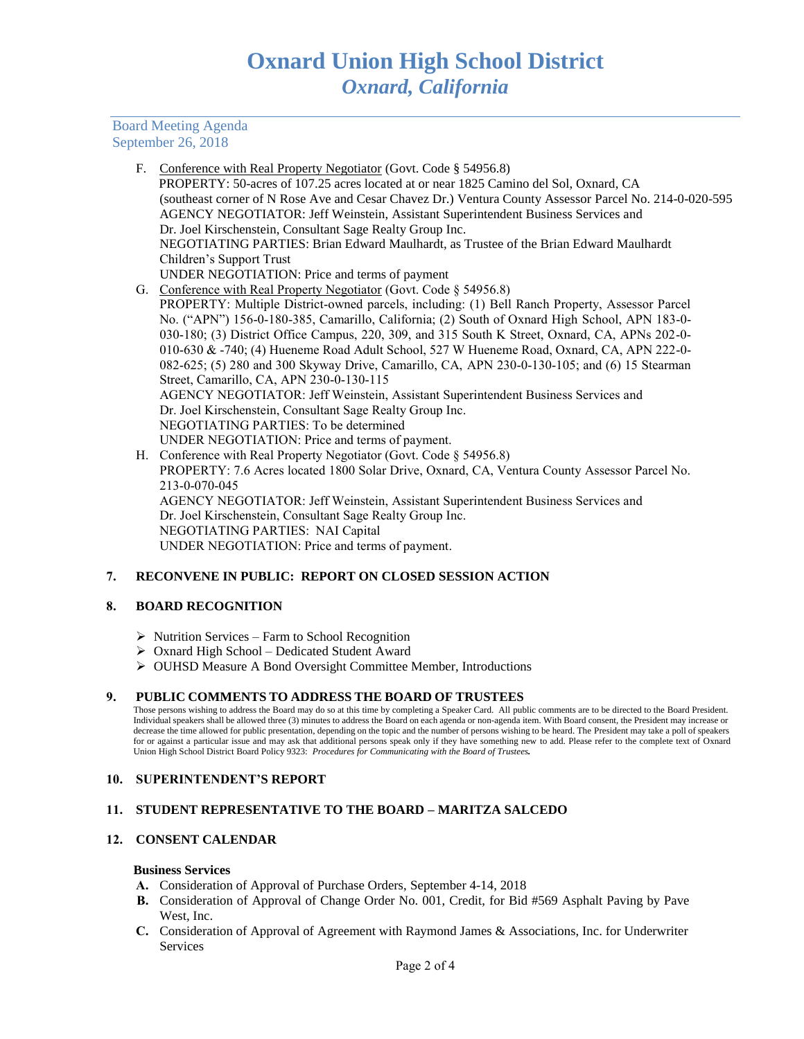F. Conference with Real Property Negotiator (Govt. Code § 54956.8)
PROPERTY: 50-acres of 107.25 acres located at or near 1825 Camino del Sol, Oxnard, CA (southeast corner of N Rose Ave and Cesar Chavez Dr.) Ventura County Assessor Parcel No. 214-0-020-595
AGENCY NEGOTIATOR: Jeff Weinstein, Assistant Superintendent Business Services and Dr. Joel Kirschenstein, Consultant Sage Realty Group Inc.
NEGOTIATING PARTIES: Brian Edward Maulhardt, as Trustee of the Brian Edward Maulhardt Children's Support Trust
UNDER NEGOTIATION: Price and terms of payment

G. Conference with Real Property Negotiator (Govt. Code § 54956.8)
PROPERTY: Multiple District-owned parcels, including: (1) Bell Ranch Property, Assessor Parcel No. ("APN") 156-0-180-385, Camarillo, California; (2) South of Oxnard High School, APN 183-0-030-180; (3) District Office Campus, 220, 309, and 315 South K Street, Oxnard, CA, APNs 202-0-010-630 & -740; (4) Hueneme Road Adult School, 527 W Hueneme Road, Oxnard, CA, APN 222-0-082-625; (5) 280 and 300 Skyway Drive, Camarillo, CA, APN 230-0-130-105; and (6) 15 Stearman Street, Camarillo, CA, APN 230-0-130-115
AGENCY NEGOTIATOR: Jeff Weinstein, Assistant Superintendent Business Services and Dr. Joel Kirschenstein, Consultant Sage Realty Group Inc.
NEGOTIATING PARTIES: To be determined
UNDER NEGOTIATION: Price and terms of payment.

H. Conference with Real Property Negotiator (Govt. Code § 54956.8)
PROPERTY: 7.6 Acres located 1800 Solar Drive, Oxnard, CA, Ventura County Assessor Parcel No. 213-0-070-045
AGENCY NEGOTIATOR: Jeff Weinstein, Assistant Superintendent Business Services and Dr. Joel Kirschenstein, Consultant Sage Realty Group Inc.
NEGOTIATING PARTIES: NAI Capital
UNDER NEGOTIATION: Price and terms of payment.

## 7. RECONVENE IN PUBLIC: REPORT ON CLOSED SESSION ACTION

## 8. BOARD RECOGNITION

- Nutrition Services – Farm to School Recognition
- Oxnard High School – Dedicated Student Award
- OUHSD Measure A Bond Oversight Committee Member, Introductions

## 9. PUBLIC COMMENTS TO ADDRESS THE BOARD OF TRUSTEES

Those persons wishing to address the Board may do so at this time by completing a Speaker Card. All public comments are to be directed to the Board President. Individual speakers shall be allowed three (3) minutes to address the Board on each agenda or non-agenda item. With Board consent, the President may increase or decrease the time allowed for public presentation, depending on the topic and the number of persons wishing to be heard. The President may take a poll of speakers for or against a particular issue and may ask that additional persons speak only if they have something new to add. Please refer to the complete text of Oxnard Union High School District Board Policy 9323: ***Procedures for Communicating with the Board of Trustees.***

## 10. SUPERINTENDENT'S REPORT

## 11. STUDENT REPRESENTATIVE TO THE BOARD – MARITZA SALCEDO

## 12. CONSENT CALENDAR

**Business Services**

**A.** Consideration of Approval of Purchase Orders, September 4-14, 2018

**B.** Consideration of Approval of Change Order No. 001, Credit, for Bid #569 Asphalt Paving by Pave West, Inc.

**C.** Consideration of Approval of Agreement with Raymond James & Associations, Inc. for Underwriter Services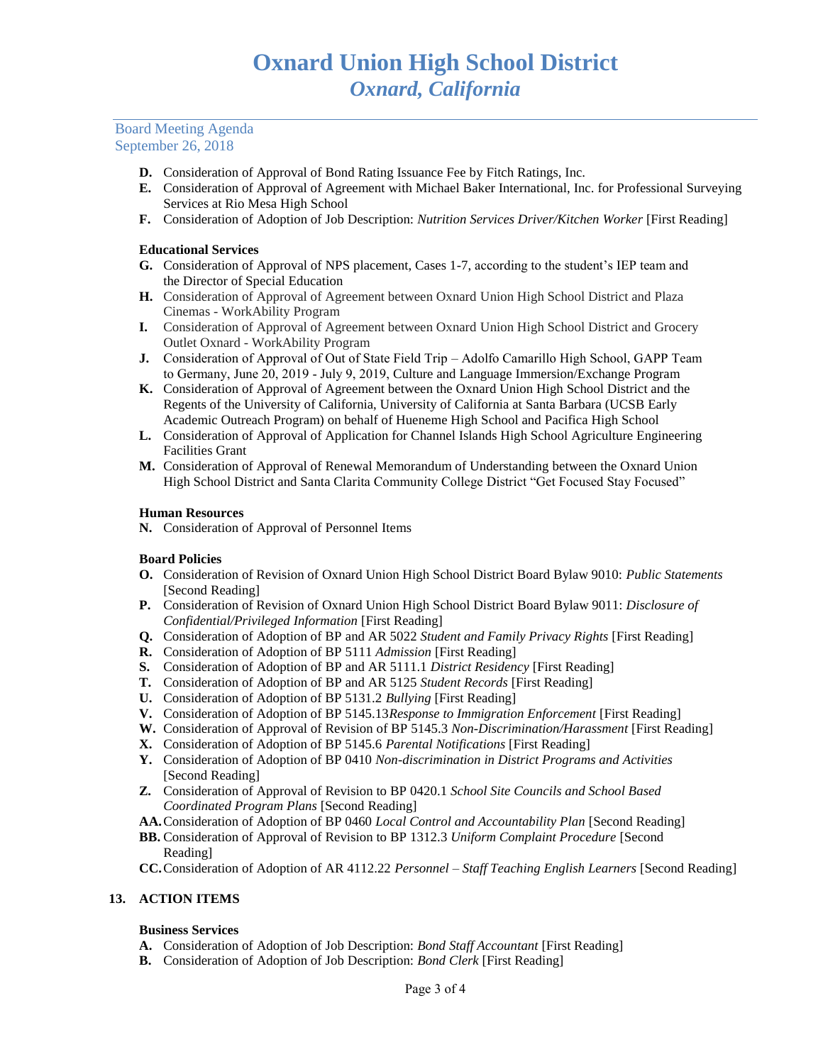# Oxnard Union High School District
## *Oxnard, California*

Board Meeting Agenda
September 26, 2018

**D.** Consideration of Approval of Bond Rating Issuance Fee by Fitch Ratings, Inc.
**E.** Consideration of Approval of Agreement with Michael Baker International, Inc. for Professional Surveying Services at Rio Mesa High School
**F.** Consideration of Adoption of Job Description: *Nutrition Services Driver/Kitchen Worker* [First Reading]

**Educational Services**

**G.** Consideration of Approval of NPS placement, Cases 1-7, according to the student's IEP team and the Director of Special Education
**H.** Consideration of Approval of Agreement between Oxnard Union High School District and Plaza Cinemas - WorkAbility Program
**I.** Consideration of Approval of Agreement between Oxnard Union High School District and Grocery Outlet Oxnard - WorkAbility Program
**J.** Consideration of Approval of Out of State Field Trip – Adolfo Camarillo High School, GAPP Team to Germany, June 20, 2019 - July 9, 2019, Culture and Language Immersion/Exchange Program
**K.** Consideration of Approval of Agreement between the Oxnard Union High School District and the Regents of the University of California, University of California at Santa Barbara (UCSB Early Academic Outreach Program) on behalf of Hueneme High School and Pacifica High School
**L.** Consideration of Approval of Application for Channel Islands High School Agriculture Engineering Facilities Grant
**M.** Consideration of Approval of Renewal Memorandum of Understanding between the Oxnard Union High School District and Santa Clarita Community College District "Get Focused Stay Focused"

**Human Resources**

**N.** Consideration of Approval of Personnel Items

**Board Policies**

**O.** Consideration of Revision of Oxnard Union High School District Board Bylaw 9010: *Public Statements* [Second Reading]
**P.** Consideration of Revision of Oxnard Union High School District Board Bylaw 9011: *Disclosure of Confidential/Privileged Information* [First Reading]
**Q.** Consideration of Adoption of BP and AR 5022 *Student and Family Privacy Rights* [First Reading]
**R.** Consideration of Adoption of BP 5111 *Admission* [First Reading]
**S.** Consideration of Adoption of BP and AR 5111.1 *District Residency* [First Reading]
**T.** Consideration of Adoption of BP and AR 5125 *Student Records* [First Reading]
**U.** Consideration of Adoption of BP 5131.2 *Bullying* [First Reading]
**V.** Consideration of Adoption of BP 5145.13*Response to Immigration Enforcement* [First Reading]
**W.** Consideration of Approval of Revision of BP 5145.3 *Non-Discrimination/Harassment* [First Reading]
**X.** Consideration of Adoption of BP 5145.6 *Parental Notifications* [First Reading]
**Y.** Consideration of Adoption of BP 0410 *Non-discrimination in District Programs and Activities* [Second Reading]
**Z.** Consideration of Approval of Revision to BP 0420.1 *School Site Councils and School Based Coordinated Program Plans* [Second Reading]
**AA.** Consideration of Adoption of BP 0460 *Local Control and Accountability Plan* [Second Reading]
**BB.** Consideration of Approval of Revision to BP 1312.3 *Uniform Complaint Procedure* [Second Reading]
**CC.** Consideration of Adoption of AR 4112.22 *Personnel – Staff Teaching English Learners* [Second Reading]

**13. ACTION ITEMS**

**Business Services**

**A.** Consideration of Adoption of Job Description: *Bond Staff Accountant* [First Reading]
**B.** Consideration of Adoption of Job Description: *Bond Clerk* [First Reading]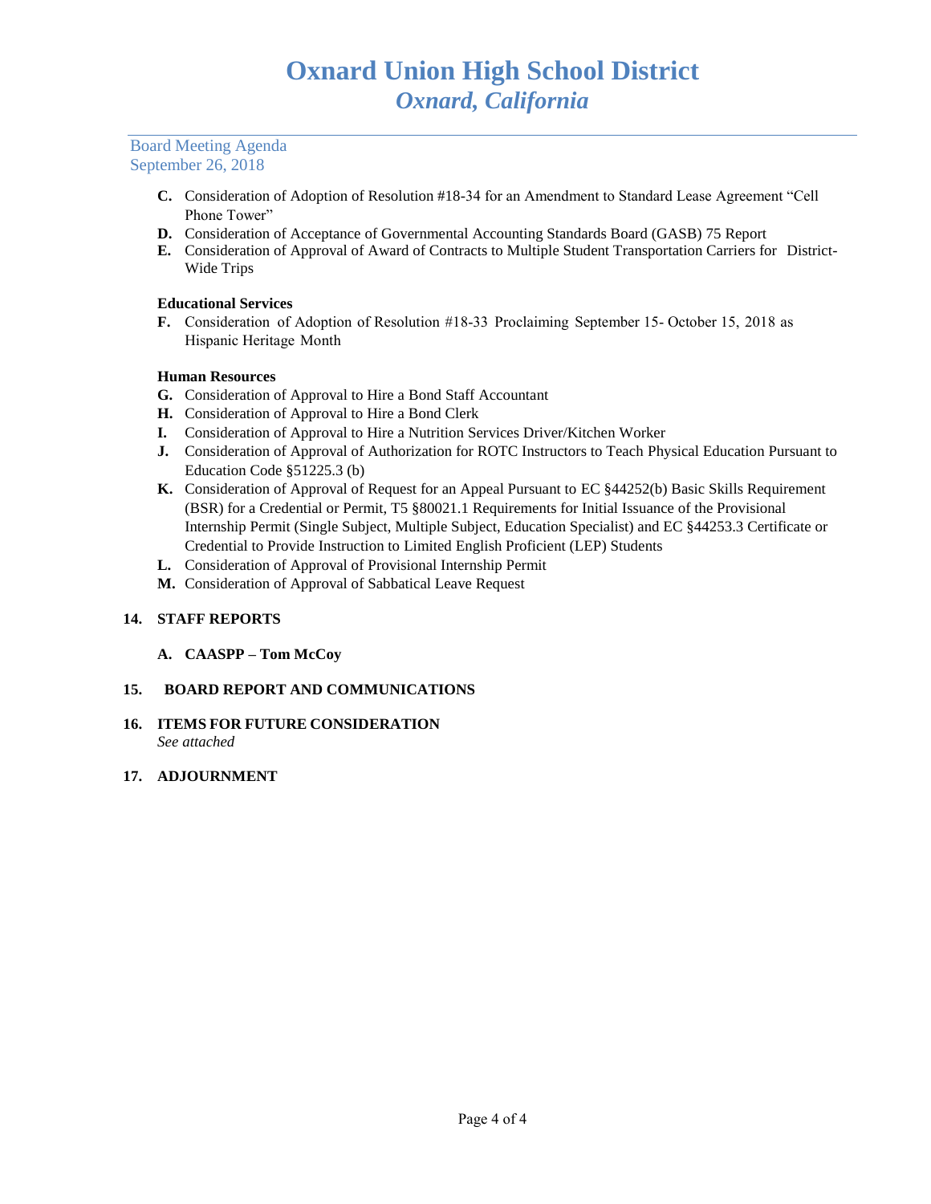C. Consideration of Adoption of Resolution #18-34 for an Amendment to Standard Lease Agreement "Cell Phone Tower"

D. Consideration of Acceptance of Governmental Accounting Standards Board (GASB) 75 Report

E. Consideration of Approval of Award of Contracts to Multiple Student Transportation Carriers for District-Wide Trips

**Educational Services**

F. Consideration of Adoption of Resolution #18-33 Proclaiming September 15- October 15, 2018 as Hispanic Heritage Month

**Human Resources**

G. Consideration of Approval to Hire a Bond Staff Accountant

H. Consideration of Approval to Hire a Bond Clerk

I. Consideration of Approval to Hire a Nutrition Services Driver/Kitchen Worker

J. Consideration of Approval of Authorization for ROTC Instructors to Teach Physical Education Pursuant to Education Code §51225.3 (b)

K. Consideration of Approval of Request for an Appeal Pursuant to EC §44252(b) Basic Skills Requirement (BSR) for a Credential or Permit, T5 §80021.1 Requirements for Initial Issuance of the Provisional Internship Permit (Single Subject, Multiple Subject, Education Specialist) and EC §44253.3 Certificate or Credential to Provide Instruction to Limited English Proficient (LEP) Students

L. Consideration of Approval of Provisional Internship Permit

M. Consideration of Approval of Sabbatical Leave Request

## 14. STAFF REPORTS

**A. CAASPP – Tom McCoy**

## 15. BOARD REPORT AND COMMUNICATIONS

## 16. ITEMS FOR FUTURE CONSIDERATION

*See attached*

## 17. ADJOURNMENT